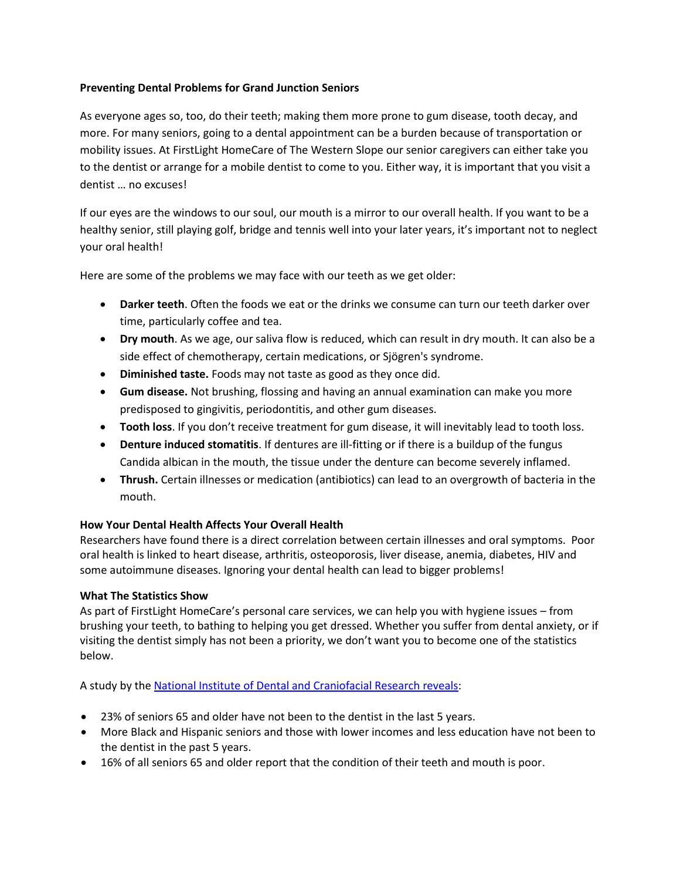**Preventing Dental Problems for Grand Junction Seniors**

As everyone ages so, too, do their teeth; making them more prone to gum disease, tooth decay, and more. For many seniors, going to a dental appointment can be a burden because of transportation or mobility issues. At FirstLight HomeCare of The Western Slope our senior caregivers can either take you to the dentist or arrange for a mobile dentist to come to you. Either way, it is important that you visit a dentist … no excuses!

If our eyes are the windows to our soul, our mouth is a mirror to our overall health. If you want to be a healthy senior, still playing golf, bridge and tennis well into your later years, it's important not to neglect your oral health!

Here are some of the problems we may face with our teeth as we get older:

- **Darker teeth**. Often the foods we eat or the drinks we consume can turn our teeth darker over time, particularly coffee and tea.
- **Dry mouth**. As we age, our saliva flow is reduced, which can result in dry mouth. It can also be a side effect of chemotherapy, certain medications, or Sjögren's syndrome.
- **Diminished taste.** Foods may not taste as good as they once did.
- **Gum disease.** Not brushing, flossing and having an annual examination can make you more predisposed to gingivitis, periodontitis, and other gum diseases.
- **Tooth loss**. If you don't receive treatment for gum disease, it will inevitably lead to tooth loss.
- **Denture induced stomatitis**. If dentures are ill-fitting or if there is a buildup of the fungus Candida albican in the mouth, the tissue under the denture can become severely inflamed.
- **Thrush.** Certain illnesses or medication (antibiotics) can lead to an overgrowth of bacteria in the mouth.

**How Your Dental Health Affects Your Overall Health**

Researchers have found there is a direct correlation between certain illnesses and oral symptoms. Poor oral health is linked to heart disease, arthritis, osteoporosis, liver disease, anemia, diabetes, HIV and some autoimmune diseases. Ignoring your dental health can lead to bigger problems!

**What The Statistics Show**

As part of FirstLight HomeCare's personal care services, we can help you with hygiene issues – from brushing your teeth, to bathing to helping you get dressed. Whether you suffer from dental anxiety, or if visiting the dentist simply has not been a priority, we don't want you to become one of the statistics below.

A study by the National Institute of Dental and Craniofacial Research reveals:

- 23% of seniors 65 and older have not been to the dentist in the last 5 years.
- More Black and Hispanic seniors and those with lower incomes and less education have not been to the dentist in the past 5 years.
- 16% of all seniors 65 and older report that the condition of their teeth and mouth is poor.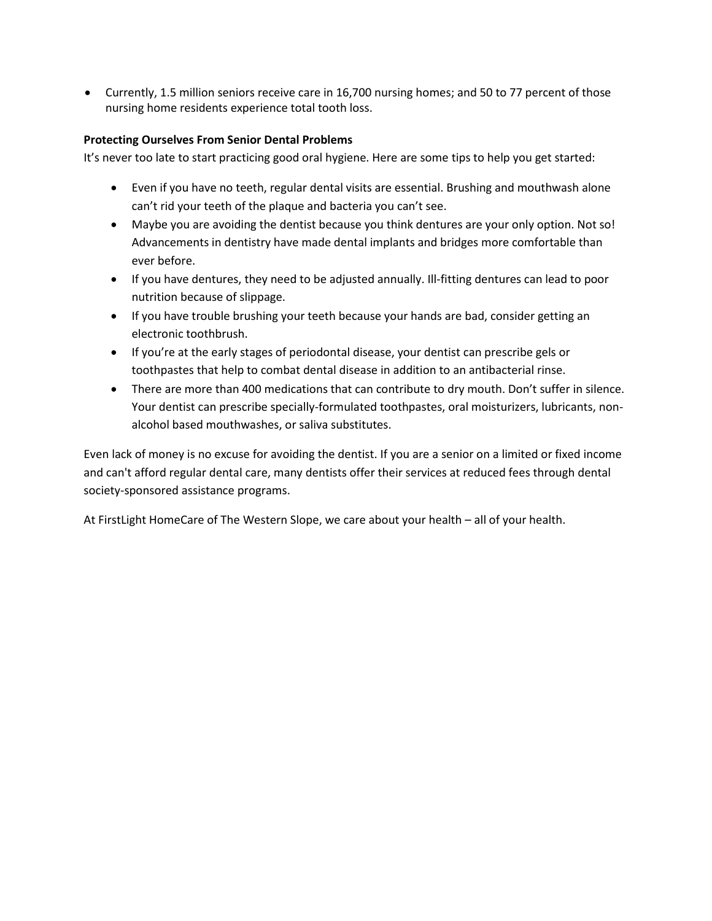- Currently, 1.5 million seniors receive care in 16,700 nursing homes; and 50 to 77 percent of those nursing home residents experience total tooth loss.

**Protecting Ourselves From Senior Dental Problems**

It’s never too late to start practicing good oral hygiene. Here are some tips to help you get started:

- Even if you have no teeth, regular dental visits are essential. Brushing and mouthwash alone can’t rid your teeth of the plaque and bacteria you can’t see.
- Maybe you are avoiding the dentist because you think dentures are your only option. Not so! Advancements in dentistry have made dental implants and bridges more comfortable than ever before.
- If you have dentures, they need to be adjusted annually. Ill-fitting dentures can lead to poor nutrition because of slippage.
- If you have trouble brushing your teeth because your hands are bad, consider getting an electronic toothbrush.
- If you’re at the early stages of periodontal disease, your dentist can prescribe gels or toothpastes that help to combat dental disease in addition to an antibacterial rinse.
- There are more than 400 medications that can contribute to dry mouth. Don’t suffer in silence. Your dentist can prescribe specially-formulated toothpastes, oral moisturizers, lubricants, non-alcohol based mouthwashes, or saliva substitutes.

Even lack of money is no excuse for avoiding the dentist. If you are a senior on a limited or fixed income and can't afford regular dental care, many dentists offer their services at reduced fees through dental society-sponsored assistance programs.

At FirstLight HomeCare of The Western Slope, we care about your health – all of your health.